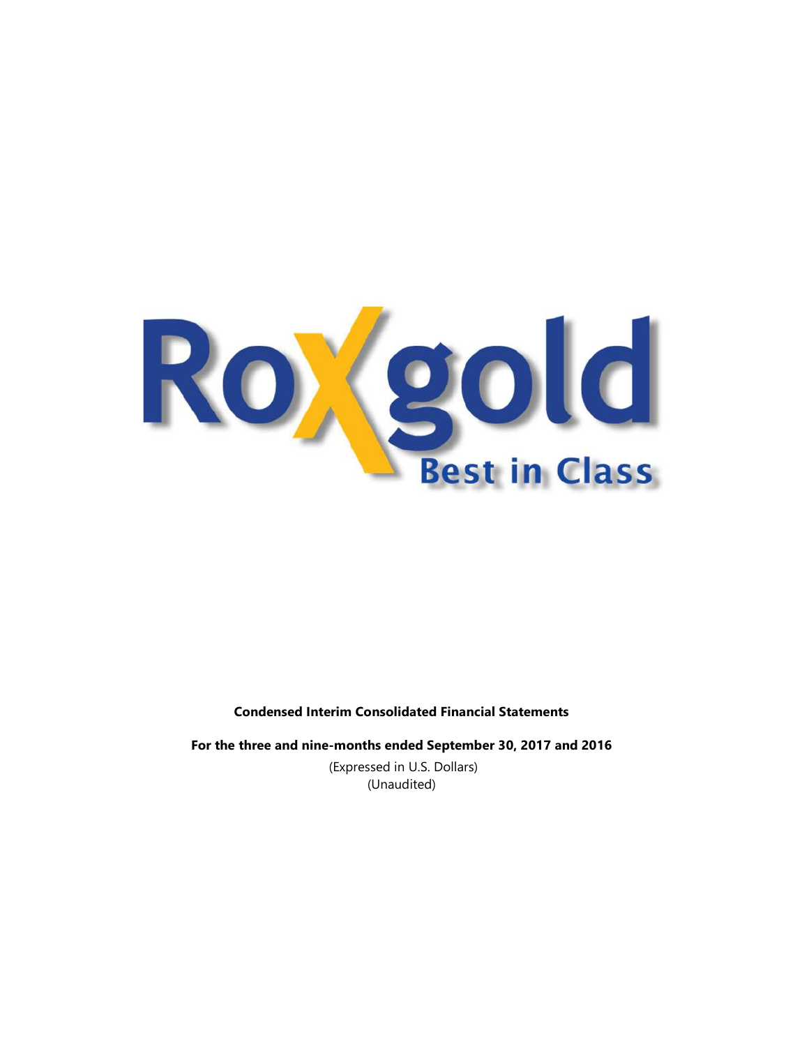Roxgold

Best in Class

**Condensed Interim Consolidated Financial Statements**

**For the three and nine-months ended September 30, 2017 and 2016**

(Expressed in U.S. Dollars)
(Unaudited)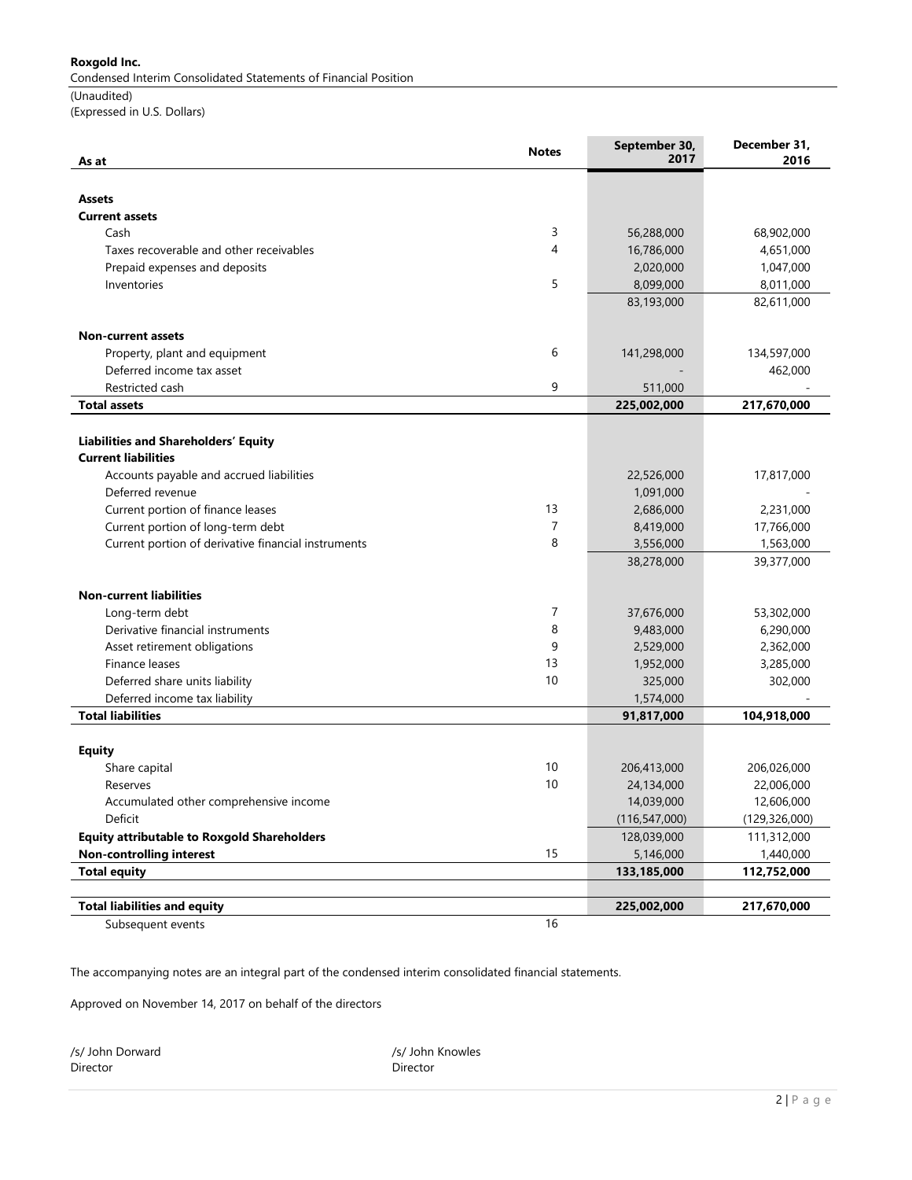**Roxgold Inc.**
Condensed Interim Consolidated Statements of Financial Position
(Unaudited)
(Expressed in U.S. Dollars)

| As at | Notes | September 30, 2017 | December 31, 2016 |
|---|---|---|---|
| **Assets** | | | |
| **Current assets** | | | |
| Cash | 3 | 56,288,000 | 68,902,000 |
| Taxes recoverable and other receivables | 4 | 16,786,000 | 4,651,000 |
| Prepaid expenses and deposits | | 2,020,000 | 1,047,000 |
| Inventories | 5 | 8,099,000 | 8,011,000 |
| | | 83,193,000 | 82,611,000 |
| **Non-current assets** | | | |
| Property, plant and equipment | 6 | 141,298,000 | 134,597,000 |
| Deferred income tax asset | | - | 462,000 |
| Restricted cash | 9 | 511,000 | - |
| **Total assets** | | **225,002,000** | **217,670,000** |
| **Liabilities and Shareholders' Equity** | | | |
| **Current liabilities** | | | |
| Accounts payable and accrued liabilities | | 22,526,000 | 17,817,000 |
| Deferred revenue | | 1,091,000 | - |
| Current portion of finance leases | 13 | 2,686,000 | 2,231,000 |
| Current portion of long-term debt | 7 | 8,419,000 | 17,766,000 |
| Current portion of derivative financial instruments | 8 | 3,556,000 | 1,563,000 |
| | | 38,278,000 | 39,377,000 |
| **Non-current liabilities** | | | |
| Long-term debt | 7 | 37,676,000 | 53,302,000 |
| Derivative financial instruments | 8 | 9,483,000 | 6,290,000 |
| Asset retirement obligations | 9 | 2,529,000 | 2,362,000 |
| Finance leases | 13 | 1,952,000 | 3,285,000 |
| Deferred share units liability | 10 | 325,000 | 302,000 |
| Deferred income tax liability | | 1,574,000 | - |
| **Total liabilities** | | **91,817,000** | **104,918,000** |
| **Equity** | | | |
| Share capital | 10 | 206,413,000 | 206,026,000 |
| Reserves | 10 | 24,134,000 | 22,006,000 |
| Accumulated other comprehensive income | | 14,039,000 | 12,606,000 |
| Deficit | | (116,547,000) | (129,326,000) |
| **Equity attributable to Roxgold Shareholders** | | 128,039,000 | 111,312,000 |
| **Non-controlling interest** | 15 | 5,146,000 | 1,440,000 |
| **Total equity** | | **133,185,000** | **112,752,000** |
| **Total liabilities and equity** | | **225,002,000** | **217,670,000** |
| Subsequent events | 16 | | |

The accompanying notes are an integral part of the condensed interim consolidated financial statements.

Approved on November 14, 2017 on behalf of the directors

/s/ John Dorward
Director

/s/ John Knowles
Director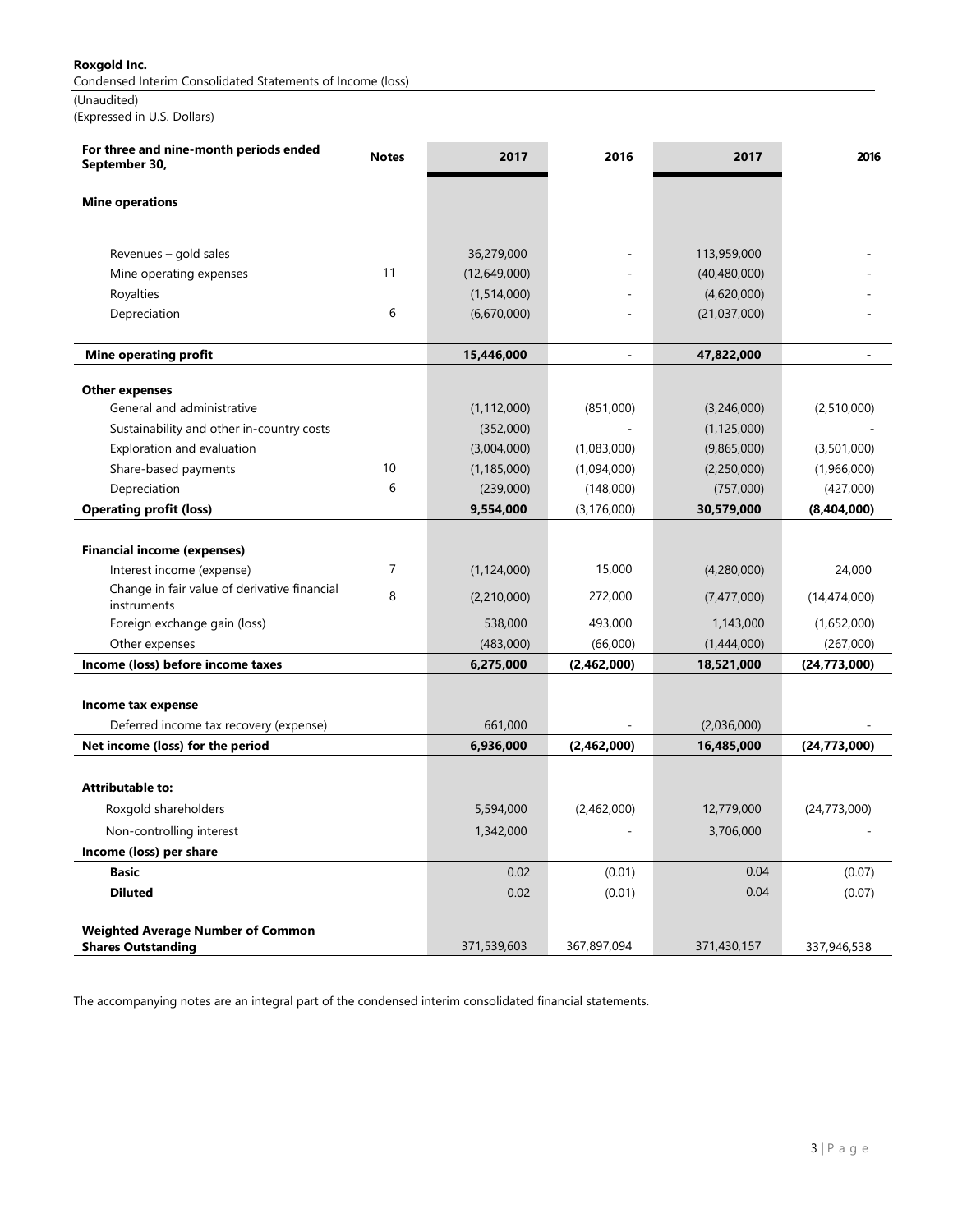**Roxgold Inc.**

Condensed Interim Consolidated Statements of Income (loss)

(Unaudited)

(Expressed in U.S. Dollars)

| For three and nine-month periods ended September 30, | Notes | 2017 | 2016 | 2017 | 2016 |
|---|---|---|---|---|---|
| **Mine operations** | | | | | |
| Revenues – gold sales | | 36,279,000 | - | 113,959,000 | - |
| Mine operating expenses | 11 | (12,649,000) | - | (40,480,000) | - |
| Royalties | | (1,514,000) | - | (4,620,000) | - |
| Depreciation | 6 | (6,670,000) | - | (21,037,000) | - |
| **Mine operating profit** | | **15,446,000** | - | **47,822,000** | **-** |
| **Other expenses** | | | | | |
| General and administrative | | (1,112,000) | (851,000) | (3,246,000) | (2,510,000) |
| Sustainability and other in-country costs | | (352,000) | - | (1,125,000) | - |
| Exploration and evaluation | | (3,004,000) | (1,083,000) | (9,865,000) | (3,501,000) |
| Share-based payments | 10 | (1,185,000) | (1,094,000) | (2,250,000) | (1,966,000) |
| Depreciation | 6 | (239,000) | (148,000) | (757,000) | (427,000) |
| **Operating profit (loss)** | | **9,554,000** | (3,176,000) | **30,579,000** | **(8,404,000)** |
| **Financial income (expenses)** | | | | | |
| Interest income (expense) | 7 | (1,124,000) | 15,000 | (4,280,000) | 24,000 |
| Change in fair value of derivative financial instruments | 8 | (2,210,000) | 272,000 | (7,477,000) | (14,474,000) |
| Foreign exchange gain (loss) | | 538,000 | 493,000 | 1,143,000 | (1,652,000) |
| Other expenses | | (483,000) | (66,000) | (1,444,000) | (267,000) |
| **Income (loss) before income taxes** | | **6,275,000** | **(2,462,000)** | **18,521,000** | **(24,773,000)** |
| **Income tax expense** | | | | | |
| Deferred income tax recovery (expense) | | 661,000 | - | (2,036,000) | - |
| **Net income (loss) for the period** | | **6,936,000** | **(2,462,000)** | **16,485,000** | **(24,773,000)** |
| **Attributable to:** | | | | | |
| Roxgold shareholders | | 5,594,000 | (2,462,000) | 12,779,000 | (24,773,000) |
| Non-controlling interest | | 1,342,000 | - | 3,706,000 | - |
| **Income (loss) per share** | | | | | |
| **Basic** | | 0.02 | (0.01) | 0.04 | (0.07) |
| **Diluted** | | 0.02 | (0.01) | 0.04 | (0.07) |
| **Weighted Average Number of Common Shares Outstanding** | | 371,539,603 | 367,897,094 | 371,430,157 | 337,946,538 |

The accompanying notes are an integral part of the condensed interim consolidated financial statements.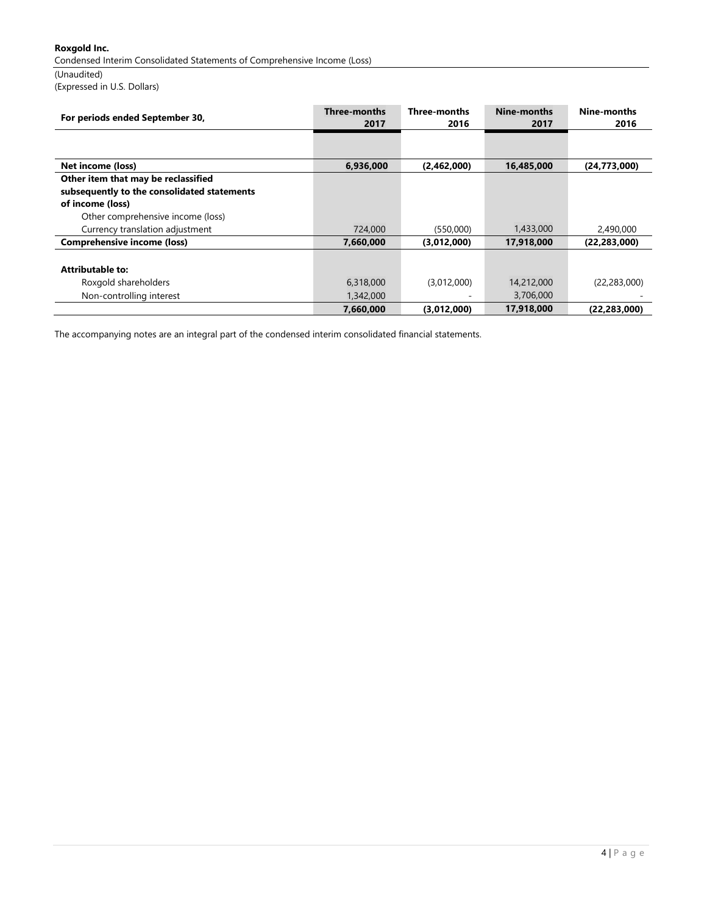**Roxgold Inc.**

Condensed Interim Consolidated Statements of Comprehensive Income (Loss)

(Unaudited)

(Expressed in U.S. Dollars)

| For periods ended September 30, | Three-months 2017 | Three-months 2016 | Nine-months 2017 | Nine-months 2016 |
|---|---|---|---|---|
| **Net income (loss)** | **6,936,000** | **(2,462,000)** | **16,485,000** | **(24,773,000)** |
| **Other item that may be reclassified subsequently to the consolidated statements of income (loss)** | | | | |
| Other comprehensive income (loss) | | | | |
| Currency translation adjustment | 724,000 | (550,000) | 1,433,000 | 2,490,000 |
| **Comprehensive income (loss)** | **7,660,000** | **(3,012,000)** | **17,918,000** | **(22,283,000)** |
| | | | | |
| **Attributable to:** | | | | |
| Roxgold shareholders | 6,318,000 | (3,012,000) | 14,212,000 | (22,283,000) |
| Non-controlling interest | 1,342,000 | - | 3,706,000 | - |
| | **7,660,000** | **(3,012,000)** | **17,918,000** | **(22,283,000)** |

The accompanying notes are an integral part of the condensed interim consolidated financial statements.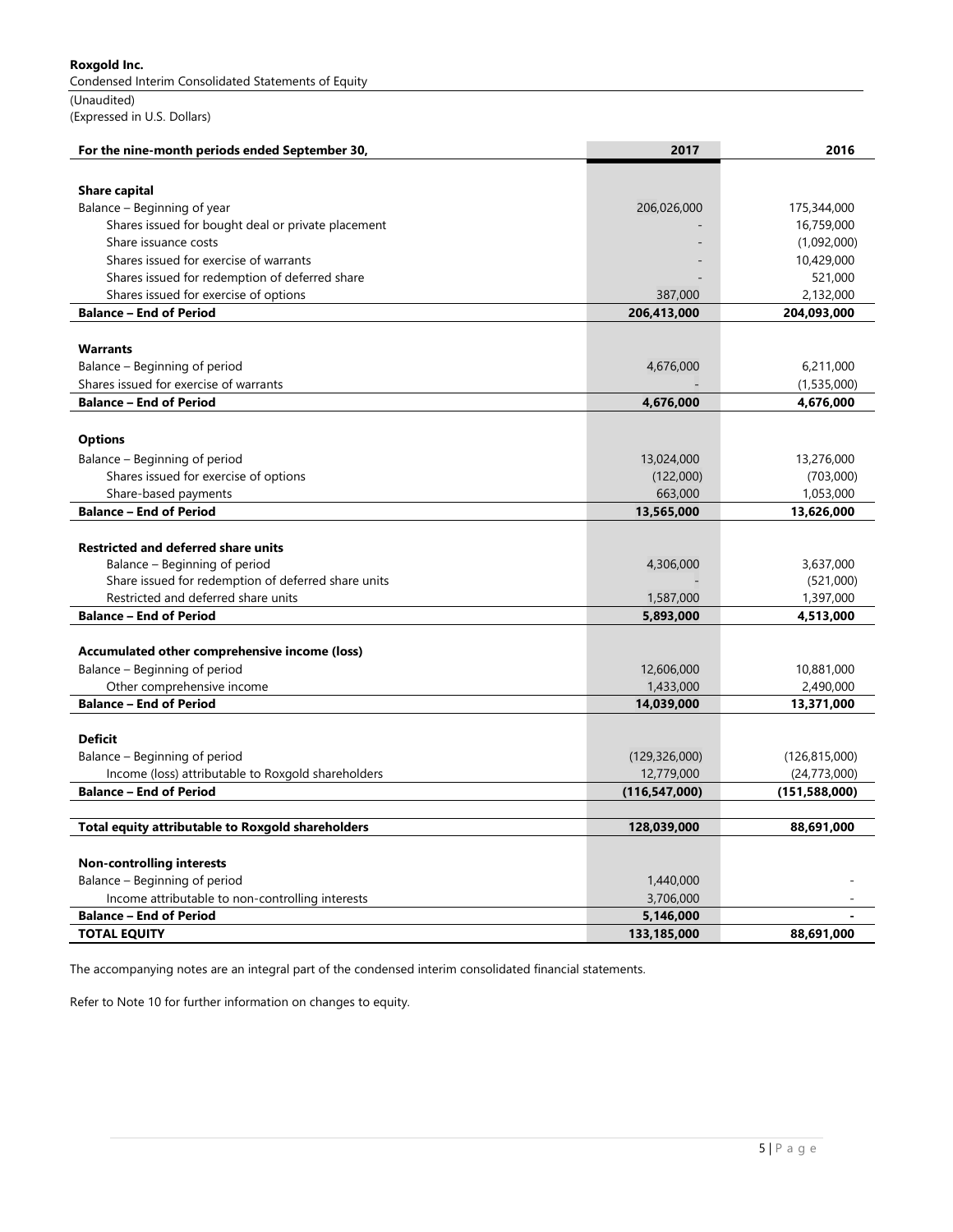**Roxgold Inc.**

Condensed Interim Consolidated Statements of Equity

(Unaudited)

(Expressed in U.S. Dollars)

| For the nine-month periods ended September 30, | 2017 | 2016 |
|---|---|---|
| **Share capital** | | |
| Balance – Beginning of year | 206,026,000 | 175,344,000 |
| Shares issued for bought deal or private placement | - | 16,759,000 |
| Share issuance costs | - | (1,092,000) |
| Shares issued for exercise of warrants | - | 10,429,000 |
| Shares issued for redemption of deferred share | - | 521,000 |
| Shares issued for exercise of options | 387,000 | 2,132,000 |
| **Balance – End of Period** | **206,413,000** | **204,093,000** |
| **Warrants** | | |
| Balance – Beginning of period | 4,676,000 | 6,211,000 |
| Shares issued for exercise of warrants | - | (1,535,000) |
| **Balance – End of Period** | **4,676,000** | **4,676,000** |
| **Options** | | |
| Balance – Beginning of period | 13,024,000 | 13,276,000 |
| Shares issued for exercise of options | (122,000) | (703,000) |
| Share-based payments | 663,000 | 1,053,000 |
| **Balance – End of Period** | **13,565,000** | **13,626,000** |
| **Restricted and deferred share units** | | |
| Balance – Beginning of period | 4,306,000 | 3,637,000 |
| Share issued for redemption of deferred share units | - | (521,000) |
| Restricted and deferred share units | 1,587,000 | 1,397,000 |
| **Balance – End of Period** | **5,893,000** | **4,513,000** |
| **Accumulated other comprehensive income (loss)** | | |
| Balance – Beginning of period | 12,606,000 | 10,881,000 |
| Other comprehensive income | 1,433,000 | 2,490,000 |
| **Balance – End of Period** | **14,039,000** | **13,371,000** |
| **Deficit** | | |
| Balance – Beginning of period | (129,326,000) | (126,815,000) |
| Income (loss) attributable to Roxgold shareholders | 12,779,000 | (24,773,000) |
| **Balance – End of Period** | **(116,547,000)** | **(151,588,000)** |
| **Total equity attributable to Roxgold shareholders** | **128,039,000** | **88,691,000** |
| **Non-controlling interests** | | |
| Balance – Beginning of period | 1,440,000 | - |
| Income attributable to non-controlling interests | 3,706,000 | - |
| **Balance – End of Period** | **5,146,000** | **-** |
| **TOTAL EQUITY** | **133,185,000** | **88,691,000** |

The accompanying notes are an integral part of the condensed interim consolidated financial statements.

Refer to Note 10 for further information on changes to equity.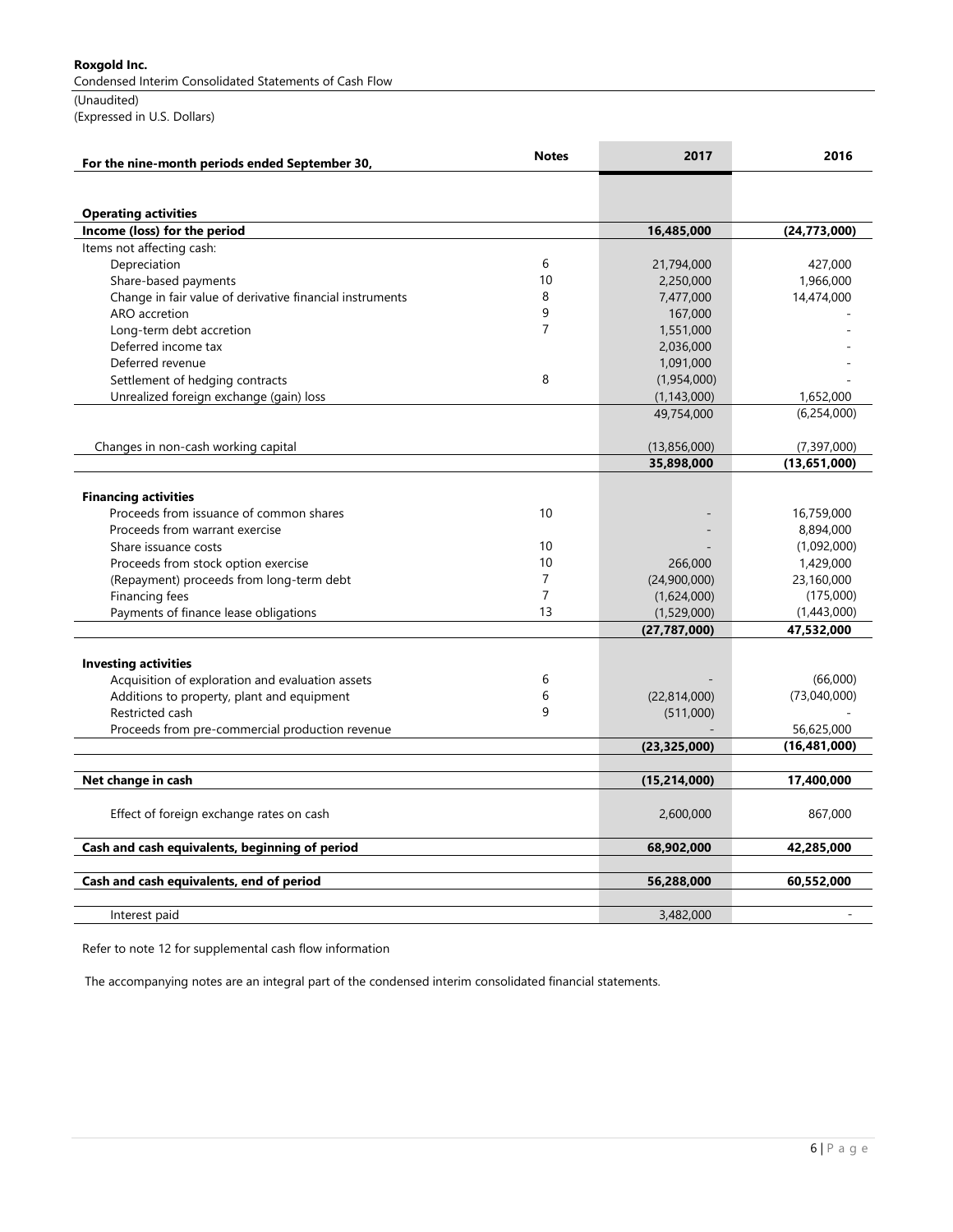**Roxgold Inc.**

Condensed Interim Consolidated Statements of Cash Flow

(Unaudited)

(Expressed in U.S. Dollars)

| For the nine-month periods ended September 30, | Notes | 2017 | 2016 |
|---|---|---|---|
| **Operating activities** | | | |
| **Income (loss) for the period** | | **16,485,000** | **(24,773,000)** |
| Items not affecting cash: | | | |
| Depreciation | 6 | 21,794,000 | 427,000 |
| Share-based payments | 10 | 2,250,000 | 1,966,000 |
| Change in fair value of derivative financial instruments | 8 | 7,477,000 | 14,474,000 |
| ARO accretion | 9 | 167,000 | - |
| Long-term debt accretion | 7 | 1,551,000 | - |
| Deferred income tax | | 2,036,000 | - |
| Deferred revenue | | 1,091,000 | - |
| Settlement of hedging contracts | 8 | (1,954,000) | - |
| Unrealized foreign exchange (gain) loss | | (1,143,000) | 1,652,000 |
| | | 49,754,000 | (6,254,000) |
| Changes in non-cash working capital | | (13,856,000) | (7,397,000) |
| | | **35,898,000** | **(13,651,000)** |
| **Financing activities** | | | |
| Proceeds from issuance of common shares | 10 | - | 16,759,000 |
| Proceeds from warrant exercise | | - | 8,894,000 |
| Share issuance costs | 10 | - | (1,092,000) |
| Proceeds from stock option exercise | 10 | 266,000 | 1,429,000 |
| (Repayment) proceeds from long-term debt | 7 | (24,900,000) | 23,160,000 |
| Financing fees | 7 | (1,624,000) | (175,000) |
| Payments of finance lease obligations | 13 | (1,529,000) | (1,443,000) |
| | | **(27,787,000)** | **47,532,000** |
| **Investing activities** | | | |
| Acquisition of exploration and evaluation assets | 6 | - | (66,000) |
| Additions to property, plant and equipment | 6 | (22,814,000) | (73,040,000) |
| Restricted cash | 9 | (511,000) | - |
| Proceeds from pre-commercial production revenue | | - | 56,625,000 |
| | | **(23,325,000)** | **(16,481,000)** |
| **Net change in cash** | | **(15,214,000)** | **17,400,000** |
| Effect of foreign exchange rates on cash | | 2,600,000 | 867,000 |
| **Cash and cash equivalents, beginning of period** | | **68,902,000** | **42,285,000** |
| **Cash and cash equivalents, end of period** | | **56,288,000** | **60,552,000** |
| Interest paid | | 3,482,000 | - |

Refer to note 12 for supplemental cash flow information

The accompanying notes are an integral part of the condensed interim consolidated financial statements.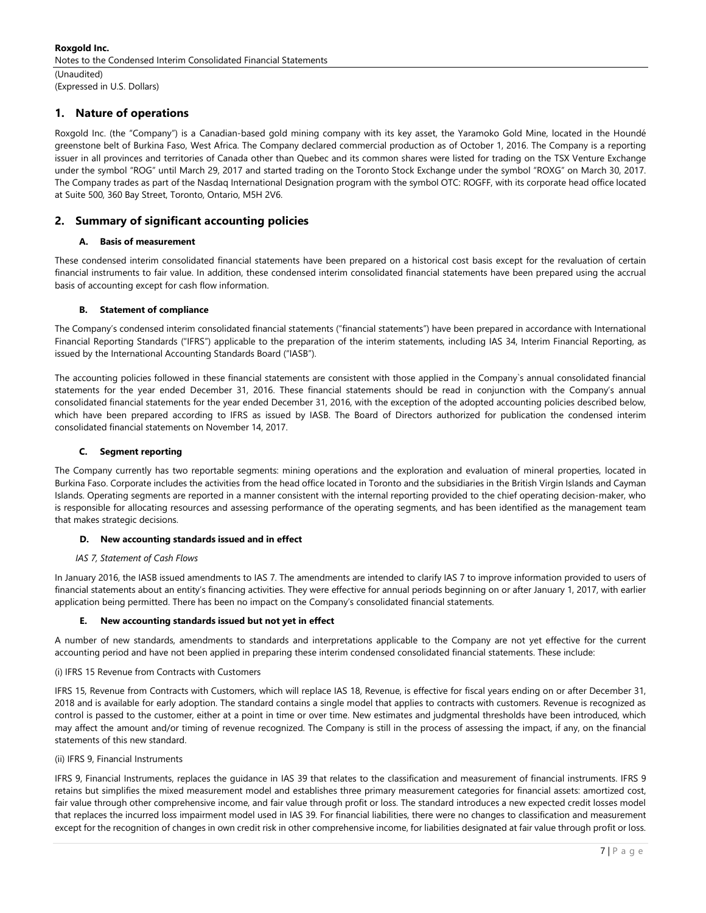## 1. Nature of operations

Roxgold Inc. (the "Company") is a Canadian-based gold mining company with its key asset, the Yaramoko Gold Mine, located in the Houndé greenstone belt of Burkina Faso, West Africa. The Company declared commercial production as of October 1, 2016. The Company is a reporting issuer in all provinces and territories of Canada other than Quebec and its common shares were listed for trading on the TSX Venture Exchange under the symbol "ROG" until March 29, 2017 and started trading on the Toronto Stock Exchange under the symbol "ROXG" on March 30, 2017. The Company trades as part of the Nasdaq International Designation program with the symbol OTC: ROGFF, with its corporate head office located at Suite 500, 360 Bay Street, Toronto, Ontario, M5H 2V6.

## 2. Summary of significant accounting policies

### A. Basis of measurement

These condensed interim consolidated financial statements have been prepared on a historical cost basis except for the revaluation of certain financial instruments to fair value. In addition, these condensed interim consolidated financial statements have been prepared using the accrual basis of accounting except for cash flow information.

### B. Statement of compliance

The Company's condensed interim consolidated financial statements ("financial statements") have been prepared in accordance with International Financial Reporting Standards ("IFRS") applicable to the preparation of the interim statements, including IAS 34, Interim Financial Reporting, as issued by the International Accounting Standards Board ("IASB").

The accounting policies followed in these financial statements are consistent with those applied in the Company`s annual consolidated financial statements for the year ended December 31, 2016. These financial statements should be read in conjunction with the Company's annual consolidated financial statements for the year ended December 31, 2016, with the exception of the adopted accounting policies described below, which have been prepared according to IFRS as issued by IASB. The Board of Directors authorized for publication the condensed interim consolidated financial statements on November 14, 2017.

### C. Segment reporting

The Company currently has two reportable segments: mining operations and the exploration and evaluation of mineral properties, located in Burkina Faso. Corporate includes the activities from the head office located in Toronto and the subsidiaries in the British Virgin Islands and Cayman Islands. Operating segments are reported in a manner consistent with the internal reporting provided to the chief operating decision-maker, who is responsible for allocating resources and assessing performance of the operating segments, and has been identified as the management team that makes strategic decisions.

### D. New accounting standards issued and in effect

*IAS 7, Statement of Cash Flows*

In January 2016, the IASB issued amendments to IAS 7. The amendments are intended to clarify IAS 7 to improve information provided to users of financial statements about an entity's financing activities. They were effective for annual periods beginning on or after January 1, 2017, with earlier application being permitted. There has been no impact on the Company's consolidated financial statements.

### E. New accounting standards issued but not yet in effect

A number of new standards, amendments to standards and interpretations applicable to the Company are not yet effective for the current accounting period and have not been applied in preparing these interim condensed consolidated financial statements. These include:

(i) IFRS 15 Revenue from Contracts with Customers

IFRS 15, Revenue from Contracts with Customers, which will replace IAS 18, Revenue, is effective for fiscal years ending on or after December 31, 2018 and is available for early adoption. The standard contains a single model that applies to contracts with customers. Revenue is recognized as control is passed to the customer, either at a point in time or over time. New estimates and judgmental thresholds have been introduced, which may affect the amount and/or timing of revenue recognized. The Company is still in the process of assessing the impact, if any, on the financial statements of this new standard.

(ii) IFRS 9, Financial Instruments

IFRS 9, Financial Instruments, replaces the guidance in IAS 39 that relates to the classification and measurement of financial instruments. IFRS 9 retains but simplifies the mixed measurement model and establishes three primary measurement categories for financial assets: amortized cost, fair value through other comprehensive income, and fair value through profit or loss. The standard introduces a new expected credit losses model that replaces the incurred loss impairment model used in IAS 39. For financial liabilities, there were no changes to classification and measurement except for the recognition of changes in own credit risk in other comprehensive income, for liabilities designated at fair value through profit or loss.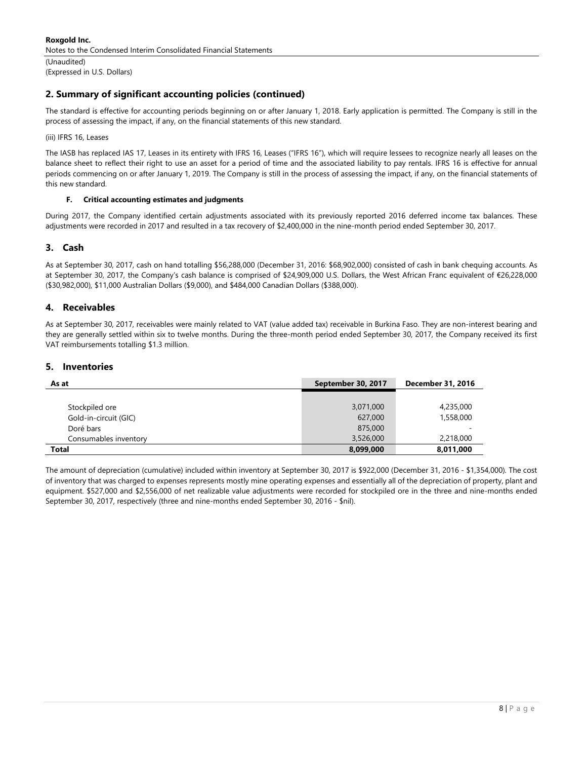## 2. Summary of significant accounting policies (continued)

The standard is effective for accounting periods beginning on or after January 1, 2018. Early application is permitted. The Company is still in the process of assessing the impact, if any, on the financial statements of this new standard.

(iii) IFRS 16, Leases

The IASB has replaced IAS 17, Leases in its entirety with IFRS 16, Leases ("IFRS 16"), which will require lessees to recognize nearly all leases on the balance sheet to reflect their right to use an asset for a period of time and the associated liability to pay rentals. IFRS 16 is effective for annual periods commencing on or after January 1, 2019. The Company is still in the process of assessing the impact, if any, on the financial statements of this new standard.

#### F. Critical accounting estimates and judgments

During 2017, the Company identified certain adjustments associated with its previously reported 2016 deferred income tax balances. These adjustments were recorded in 2017 and resulted in a tax recovery of $2,400,000 in the nine-month period ended September 30, 2017.

## 3. Cash

As at September 30, 2017, cash on hand totalling $56,288,000 (December 31, 2016: $68,902,000) consisted of cash in bank chequing accounts. As at September 30, 2017, the Company's cash balance is comprised of $24,909,000 U.S. Dollars, the West African Franc equivalent of €26,228,000 ($30,982,000), $11,000 Australian Dollars ($9,000), and $484,000 Canadian Dollars ($388,000).

## 4. Receivables

As at September 30, 2017, receivables were mainly related to VAT (value added tax) receivable in Burkina Faso. They are non-interest bearing and they are generally settled within six to twelve months. During the three-month period ended September 30, 2017, the Company received its first VAT reimbursements totalling $1.3 million.

## 5. Inventories

| As at | September 30, 2017 | December 31, 2016 |
|---|---|---|
| Stockpiled ore | 3,071,000 | 4,235,000 |
| Gold-in-circuit (GIC) | 627,000 | 1,558,000 |
| Doré bars | 875,000 | - |
| Consumables inventory | 3,526,000 | 2,218,000 |
| **Total** | **8,099,000** | **8,011,000** |

The amount of depreciation (cumulative) included within inventory at September 30, 2017 is $922,000 (December 31, 2016 - $1,354,000). The cost of inventory that was charged to expenses represents mostly mine operating expenses and essentially all of the depreciation of property, plant and equipment. $527,000 and $2,556,000 of net realizable value adjustments were recorded for stockpiled ore in the three and nine-months ended September 30, 2017, respectively (three and nine-months ended September 30, 2016 - $nil).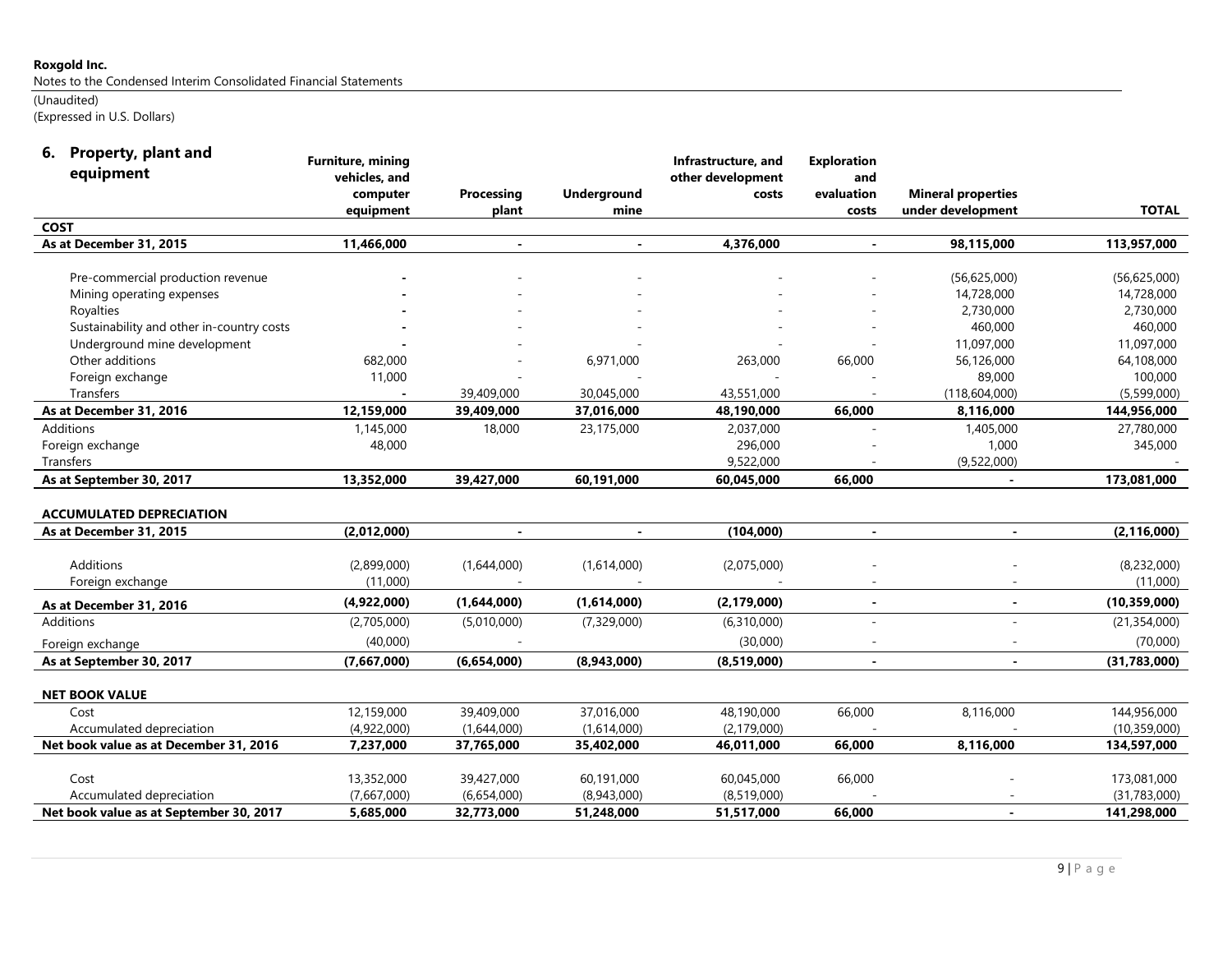**Roxgold Inc.**
Notes to the Condensed Interim Consolidated Financial Statements
(Unaudited)
(Expressed in U.S. Dollars)

## 6. Property, plant and equipment

| | Furniture, mining vehicles, and computer equipment | Processing plant | Underground mine | Infrastructure, and other development costs | Exploration and evaluation costs | Mineral properties under development | TOTAL |
|---|---|---|---|---|---|---|---|
| **COST** | | | | | | | |
| **As at December 31, 2015** | **11,466,000** | **-** | **-** | **4,376,000** | **-** | **98,115,000** | **113,957,000** |
| Pre-commercial production revenue | - | - | - | - | - | (56,625,000) | (56,625,000) |
| Mining operating expenses | - | - | - | - | - | 14,728,000 | 14,728,000 |
| Royalties | - | - | - | - | - | 2,730,000 | 2,730,000 |
| Sustainability and other in-country costs | - | - | - | - | - | 460,000 | 460,000 |
| Underground mine development | - | - | - | - | - | 11,097,000 | 11,097,000 |
| Other additions | 682,000 | - | 6,971,000 | 263,000 | 66,000 | 56,126,000 | 64,108,000 |
| Foreign exchange | 11,000 | | - | | - | 89,000 | 100,000 |
| Transfers | - | 39,409,000 | 30,045,000 | 43,551,000 | - | (118,604,000) | (5,599,000) |
| **As at December 31, 2016** | **12,159,000** | **39,409,000** | **37,016,000** | **48,190,000** | **66,000** | **8,116,000** | **144,956,000** |
| Additions | 1,145,000 | 18,000 | 23,175,000 | 2,037,000 | - | 1,405,000 | 27,780,000 |
| Foreign exchange | 48,000 | | | 296,000 | - | 1,000 | 345,000 |
| Transfers | | | | 9,522,000 | - | (9,522,000) | - |
| **As at September 30, 2017** | **13,352,000** | **39,427,000** | **60,191,000** | **60,045,000** | **66,000** | **-** | **173,081,000** |
| | | | | | | | |
| **ACCUMULATED DEPRECIATION** | | | | | | | |
| **As at December 31, 2015** | **(2,012,000)** | **-** | **-** | **(104,000)** | **-** | **-** | **(2,116,000)** |
| Additions | (2,899,000) | (1,644,000) | (1,614,000) | (2,075,000) | - | - | (8,232,000) |
| Foreign exchange | (11,000) | - | - | - | - | - | (11,000) |
| **As at December 31, 2016** | **(4,922,000)** | **(1,644,000)** | **(1,614,000)** | **(2,179,000)** | **-** | **-** | **(10,359,000)** |
| Additions | (2,705,000) | (5,010,000) | (7,329,000) | (6,310,000) | - | - | (21,354,000) |
| Foreign exchange | (40,000) | - | | (30,000) | - | - | (70,000) |
| **As at September 30, 2017** | **(7,667,000)** | **(6,654,000)** | **(8,943,000)** | **(8,519,000)** | **-** | **-** | **(31,783,000)** |
| | | | | | | | |
| **NET BOOK VALUE** | | | | | | | |
| Cost | 12,159,000 | 39,409,000 | 37,016,000 | 48,190,000 | 66,000 | 8,116,000 | 144,956,000 |
| Accumulated depreciation | (4,922,000) | (1,644,000) | (1,614,000) | (2,179,000) | - | - | (10,359,000) |
| **Net book value as at December 31, 2016** | **7,237,000** | **37,765,000** | **35,402,000** | **46,011,000** | **66,000** | **8,116,000** | **134,597,000** |
| Cost | 13,352,000 | 39,427,000 | 60,191,000 | 60,045,000 | 66,000 | - | 173,081,000 |
| Accumulated depreciation | (7,667,000) | (6,654,000) | (8,943,000) | (8,519,000) | - | - | (31,783,000) |
| **Net book value as at September 30, 2017** | **5,685,000** | **32,773,000** | **51,248,000** | **51,517,000** | **66,000** | **-** | **141,298,000** |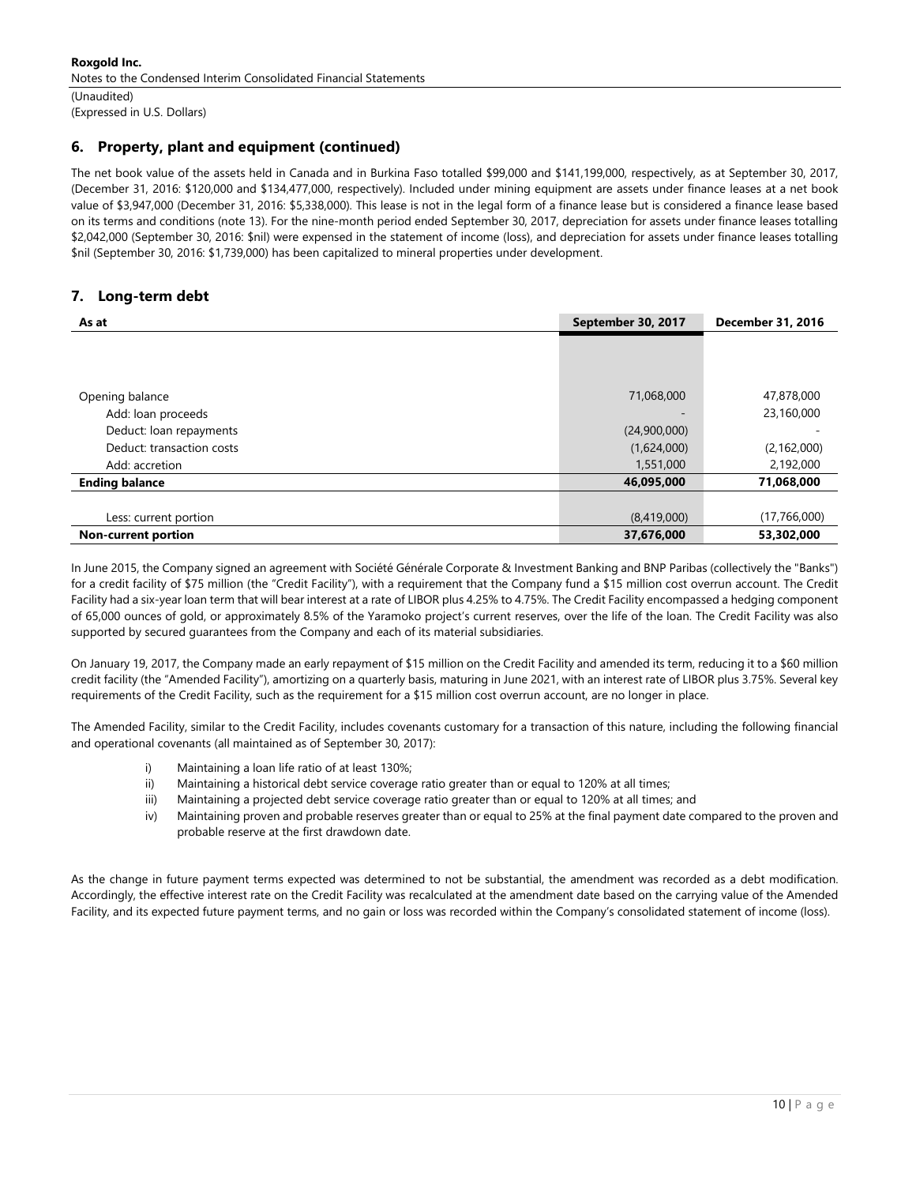## 6. Property, plant and equipment (continued)

The net book value of the assets held in Canada and in Burkina Faso totalled $99,000 and $141,199,000, respectively, as at September 30, 2017, (December 31, 2016: $120,000 and $134,477,000, respectively). Included under mining equipment are assets under finance leases at a net book value of $3,947,000 (December 31, 2016: $5,338,000). This lease is not in the legal form of a finance lease but is considered a finance lease based on its terms and conditions (note 13). For the nine-month period ended September 30, 2017, depreciation for assets under finance leases totalling $2,042,000 (September 30, 2016: $nil) were expensed in the statement of income (loss), and depreciation for assets under finance leases totalling $nil (September 30, 2016: $1,739,000) has been capitalized to mineral properties under development.

## 7. Long-term debt

| As at | September 30, 2017 | December 31, 2016 |
|---|---|---|
| Opening balance | 71,068,000 | 47,878,000 |
| Add: loan proceeds | - | 23,160,000 |
| Deduct: loan repayments | (24,900,000) | - |
| Deduct: transaction costs | (1,624,000) | (2,162,000) |
| Add: accretion | 1,551,000 | 2,192,000 |
| **Ending balance** | **46,095,000** | **71,068,000** |
| Less: current portion | (8,419,000) | (17,766,000) |
| **Non-current portion** | **37,676,000** | **53,302,000** |

In June 2015, the Company signed an agreement with Société Générale Corporate & Investment Banking and BNP Paribas (collectively the "Banks") for a credit facility of $75 million (the "Credit Facility"), with a requirement that the Company fund a $15 million cost overrun account. The Credit Facility had a six-year loan term that will bear interest at a rate of LIBOR plus 4.25% to 4.75%. The Credit Facility encompassed a hedging component of 65,000 ounces of gold, or approximately 8.5% of the Yaramoko project's current reserves, over the life of the loan. The Credit Facility was also supported by secured guarantees from the Company and each of its material subsidiaries.

On January 19, 2017, the Company made an early repayment of $15 million on the Credit Facility and amended its term, reducing it to a $60 million credit facility (the "Amended Facility"), amortizing on a quarterly basis, maturing in June 2021, with an interest rate of LIBOR plus 3.75%. Several key requirements of the Credit Facility, such as the requirement for a $15 million cost overrun account, are no longer in place.

The Amended Facility, similar to the Credit Facility, includes covenants customary for a transaction of this nature, including the following financial and operational covenants (all maintained as of September 30, 2017):

i) Maintaining a loan life ratio of at least 130%;
ii) Maintaining a historical debt service coverage ratio greater than or equal to 120% at all times;
iii) Maintaining a projected debt service coverage ratio greater than or equal to 120% at all times; and
iv) Maintaining proven and probable reserves greater than or equal to 25% at the final payment date compared to the proven and probable reserve at the first drawdown date.

As the change in future payment terms expected was determined to not be substantial, the amendment was recorded as a debt modification. Accordingly, the effective interest rate on the Credit Facility was recalculated at the amendment date based on the carrying value of the Amended Facility, and its expected future payment terms, and no gain or loss was recorded within the Company's consolidated statement of income (loss).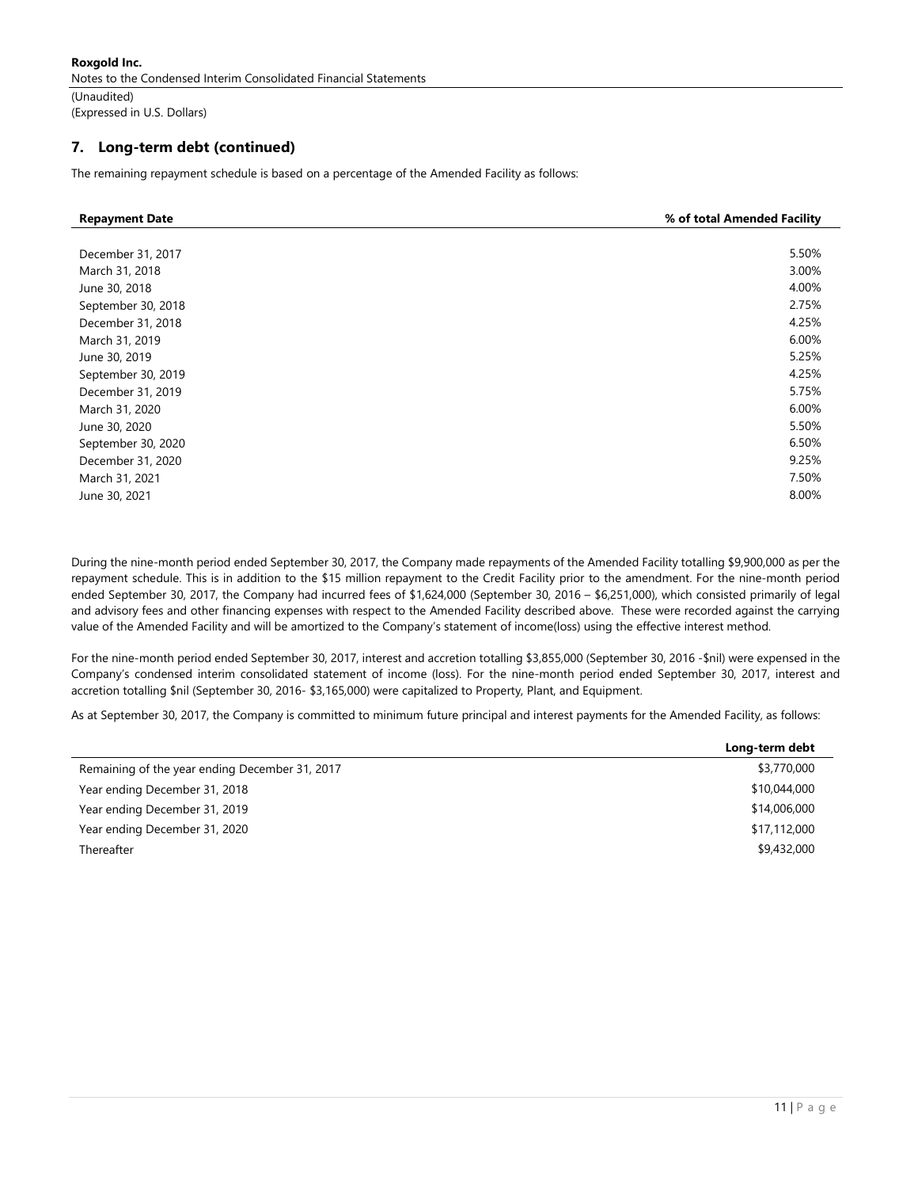## 7. Long-term debt (continued)

The remaining repayment schedule is based on a percentage of the Amended Facility as follows:

| Repayment Date | % of total Amended Facility |
|---|---|
| December 31, 2017 | 5.50% |
| March 31, 2018 | 3.00% |
| June 30, 2018 | 4.00% |
| September 30, 2018 | 2.75% |
| December 31, 2018 | 4.25% |
| March 31, 2019 | 6.00% |
| June 30, 2019 | 5.25% |
| September 30, 2019 | 4.25% |
| December 31, 2019 | 5.75% |
| March 31, 2020 | 6.00% |
| June 30, 2020 | 5.50% |
| September 30, 2020 | 6.50% |
| December 31, 2020 | 9.25% |
| March 31, 2021 | 7.50% |
| June 30, 2021 | 8.00% |

During the nine-month period ended September 30, 2017, the Company made repayments of the Amended Facility totalling $9,900,000 as per the repayment schedule. This is in addition to the $15 million repayment to the Credit Facility prior to the amendment. For the nine-month period ended September 30, 2017, the Company had incurred fees of $1,624,000 (September 30, 2016 – $6,251,000), which consisted primarily of legal and advisory fees and other financing expenses with respect to the Amended Facility described above. These were recorded against the carrying value of the Amended Facility and will be amortized to the Company's statement of income(loss) using the effective interest method.

For the nine-month period ended September 30, 2017, interest and accretion totalling $3,855,000 (September 30, 2016 -$nil) were expensed in the Company's condensed interim consolidated statement of income (loss). For the nine-month period ended September 30, 2017, interest and accretion totalling $nil (September 30, 2016- $3,165,000) were capitalized to Property, Plant, and Equipment.

As at September 30, 2017, the Company is committed to minimum future principal and interest payments for the Amended Facility, as follows:

| | Long-term debt |
|---|---|
| Remaining of the year ending December 31, 2017 | $3,770,000 |
| Year ending December 31, 2018 | $10,044,000 |
| Year ending December 31, 2019 | $14,006,000 |
| Year ending December 31, 2020 | $17,112,000 |
| Thereafter | $9,432,000 |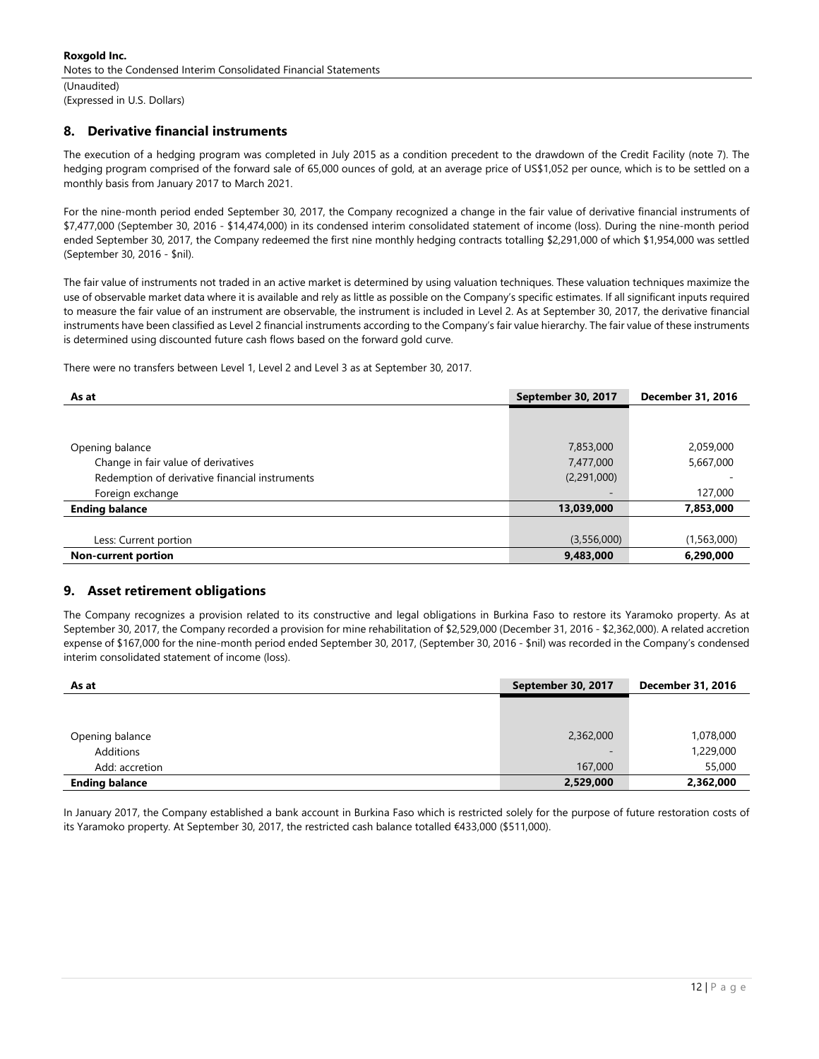## 8. Derivative financial instruments

The execution of a hedging program was completed in July 2015 as a condition precedent to the drawdown of the Credit Facility (note 7). The hedging program comprised of the forward sale of 65,000 ounces of gold, at an average price of US$1,052 per ounce, which is to be settled on a monthly basis from January 2017 to March 2021.

For the nine-month period ended September 30, 2017, the Company recognized a change in the fair value of derivative financial instruments of $7,477,000 (September 30, 2016 - $14,474,000) in its condensed interim consolidated statement of income (loss). During the nine-month period ended September 30, 2017, the Company redeemed the first nine monthly hedging contracts totalling $2,291,000 of which $1,954,000 was settled (September 30, 2016 - $nil).

The fair value of instruments not traded in an active market is determined by using valuation techniques. These valuation techniques maximize the use of observable market data where it is available and rely as little as possible on the Company's specific estimates. If all significant inputs required to measure the fair value of an instrument are observable, the instrument is included in Level 2. As at September 30, 2017, the derivative financial instruments have been classified as Level 2 financial instruments according to the Company's fair value hierarchy. The fair value of these instruments is determined using discounted future cash flows based on the forward gold curve.

There were no transfers between Level 1, Level 2 and Level 3 as at September 30, 2017.

| As at | September 30, 2017 | December 31, 2016 |
|---|---|---|
| Opening balance | 7,853,000 | 2,059,000 |
| Change in fair value of derivatives | 7,477,000 | 5,667,000 |
| Redemption of derivative financial instruments | (2,291,000) | - |
| Foreign exchange | - | 127,000 |
| **Ending balance** | **13,039,000** | **7,853,000** |
| Less: Current portion | (3,556,000) | (1,563,000) |
| **Non-current portion** | **9,483,000** | **6,290,000** |

## 9. Asset retirement obligations

The Company recognizes a provision related to its constructive and legal obligations in Burkina Faso to restore its Yaramoko property. As at September 30, 2017, the Company recorded a provision for mine rehabilitation of $2,529,000 (December 31, 2016 - $2,362,000). A related accretion expense of $167,000 for the nine-month period ended September 30, 2017, (September 30, 2016 - $nil) was recorded in the Company's condensed interim consolidated statement of income (loss).

| As at | September 30, 2017 | December 31, 2016 |
|---|---|---|
| Opening balance | 2,362,000 | 1,078,000 |
| Additions | - | 1,229,000 |
| Add: accretion | 167,000 | 55,000 |
| **Ending balance** | **2,529,000** | **2,362,000** |

In January 2017, the Company established a bank account in Burkina Faso which is restricted solely for the purpose of future restoration costs of its Yaramoko property. At September 30, 2017, the restricted cash balance totalled €433,000 ($511,000).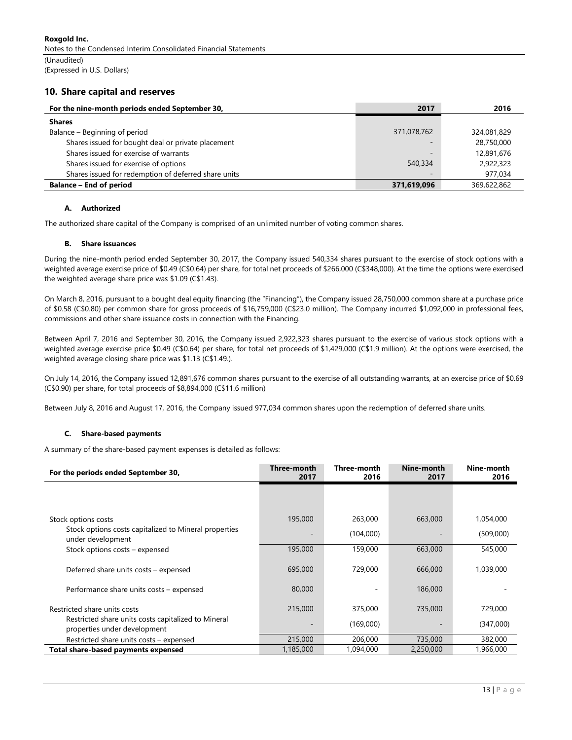## 10. Share capital and reserves

| For the nine-month periods ended September 30, | 2017 | 2016 |
|---|---|---|
| **Shares** | | |
| Balance – Beginning of period | 371,078,762 | 324,081,829 |
| Shares issued for bought deal or private placement | - | 28,750,000 |
| Shares issued for exercise of warrants | - | 12,891,676 |
| Shares issued for exercise of options | 540,334 | 2,922,323 |
| Shares issued for redemption of deferred share units | - | 977,034 |
| **Balance – End of period** | **371,619,096** | 369,622,862 |

### A. Authorized

The authorized share capital of the Company is comprised of an unlimited number of voting common shares.

### B. Share issuances

During the nine-month period ended September 30, 2017, the Company issued 540,334 shares pursuant to the exercise of stock options with a weighted average exercise price of $0.49 (C$0.64) per share, for total net proceeds of $266,000 (C$348,000). At the time the options were exercised the weighted average share price was $1.09 (C$1.43).

On March 8, 2016, pursuant to a bought deal equity financing (the "Financing"), the Company issued 28,750,000 common share at a purchase price of $0.58 (C$0.80) per common share for gross proceeds of $16,759,000 (C$23.0 million). The Company incurred $1,092,000 in professional fees, commissions and other share issuance costs in connection with the Financing.

Between April 7, 2016 and September 30, 2016, the Company issued 2,922,323 shares pursuant to the exercise of various stock options with a weighted average exercise price $0.49 (C$0.64) per share, for total net proceeds of $1,429,000 (C$1.9 million). At the options were exercised, the weighted average closing share price was $1.13 (C$1.49.).

On July 14, 2016, the Company issued 12,891,676 common shares pursuant to the exercise of all outstanding warrants, at an exercise price of $0.69 (C$0.90) per share, for total proceeds of $8,894,000 (C$11.6 million)

Between July 8, 2016 and August 17, 2016, the Company issued 977,034 common shares upon the redemption of deferred share units.

### C. Share-based payments

A summary of the share-based payment expenses is detailed as follows:

| For the periods ended September 30, | Three-month 2017 | Three-month 2016 | Nine-month 2017 | Nine-month 2016 |
|---|---|---|---|---|
| Stock options costs | 195,000 | 263,000 | 663,000 | 1,054,000 |
| Stock options costs capitalized to Mineral properties under development | - | (104,000) | - | (509,000) |
| Stock options costs – expensed | 195,000 | 159,000 | 663,000 | 545,000 |
| Deferred share units costs – expensed | 695,000 | 729,000 | 666,000 | 1,039,000 |
| Performance share units costs – expensed | 80,000 | - | 186,000 | - |
| Restricted share units costs | 215,000 | 375,000 | 735,000 | 729,000 |
| Restricted share units costs capitalized to Mineral properties under development | - | (169,000) | - | (347,000) |
| Restricted share units costs – expensed | 215,000 | 206,000 | 735,000 | 382,000 |
| **Total share-based payments expensed** | 1,185,000 | 1,094,000 | 2,250,000 | 1,966,000 |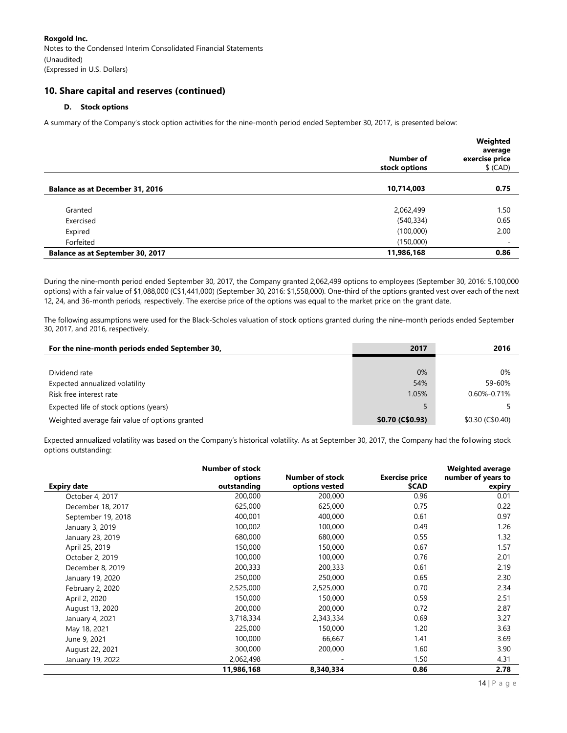## 10. Share capital and reserves (continued)

### D. Stock options

A summary of the Company's stock option activities for the nine-month period ended September 30, 2017, is presented below:

| | Number of stock options | Weighted average exercise price $ (CAD) |
|---|---|---|
| **Balance as at December 31, 2016** | **10,714,003** | **0.75** |
| Granted | 2,062,499 | 1.50 |
| Exercised | (540,334) | 0.65 |
| Expired | (100,000) | 2.00 |
| Forfeited | (150,000) | - |
| **Balance as at September 30, 2017** | **11,986,168** | **0.86** |

During the nine-month period ended September 30, 2017, the Company granted 2,062,499 options to employees (September 30, 2016: 5,100,000 options) with a fair value of $1,088,000 (C$1,441,000) (September 30, 2016: $1,558,000). One-third of the options granted vest over each of the next 12, 24, and 36-month periods, respectively. The exercise price of the options was equal to the market price on the grant date.

The following assumptions were used for the Black-Scholes valuation of stock options granted during the nine-month periods ended September 30, 2017, and 2016, respectively.

| For the nine-month periods ended September 30, | 2017 | 2016 |
|---|---|---|
| Dividend rate | 0% | 0% |
| Expected annualized volatility | 54% | 59-60% |
| Risk free interest rate | 1.05% | 0.60%-0.71% |
| Expected life of stock options (years) | 5 | 5 |
| Weighted average fair value of options granted | **$0.70 (C$0.93)** | $0.30 (C$0.40) |

Expected annualized volatility was based on the Company's historical volatility. As at September 30, 2017, the Company had the following stock options outstanding:

| Expiry date | Number of stock options outstanding | Number of stock options vested | Exercise price $CAD | Weighted average number of years to expiry |
|---|---|---|---|---|
| October 4, 2017 | 200,000 | 200,000 | 0.96 | 0.01 |
| December 18, 2017 | 625,000 | 625,000 | 0.75 | 0.22 |
| September 19, 2018 | 400,001 | 400,000 | 0.61 | 0.97 |
| January 3, 2019 | 100,002 | 100,000 | 0.49 | 1.26 |
| January 23, 2019 | 680,000 | 680,000 | 0.55 | 1.32 |
| April 25, 2019 | 150,000 | 150,000 | 0.67 | 1.57 |
| October 2, 2019 | 100,000 | 100,000 | 0.76 | 2.01 |
| December 8, 2019 | 200,333 | 200,333 | 0.61 | 2.19 |
| January 19, 2020 | 250,000 | 250,000 | 0.65 | 2.30 |
| February 2, 2020 | 2,525,000 | 2,525,000 | 0.70 | 2.34 |
| April 2, 2020 | 150,000 | 150,000 | 0.59 | 2.51 |
| August 13, 2020 | 200,000 | 200,000 | 0.72 | 2.87 |
| January 4, 2021 | 3,718,334 | 2,343,334 | 0.69 | 3.27 |
| May 18, 2021 | 225,000 | 150,000 | 1.20 | 3.63 |
| June 9, 2021 | 100,000 | 66,667 | 1.41 | 3.69 |
| August 22, 2021 | 300,000 | 200,000 | 1.60 | 3.90 |
| January 19, 2022 | 2,062,498 | - | 1.50 | 4.31 |
| | **11,986,168** | **8,340,334** | **0.86** | **2.78** |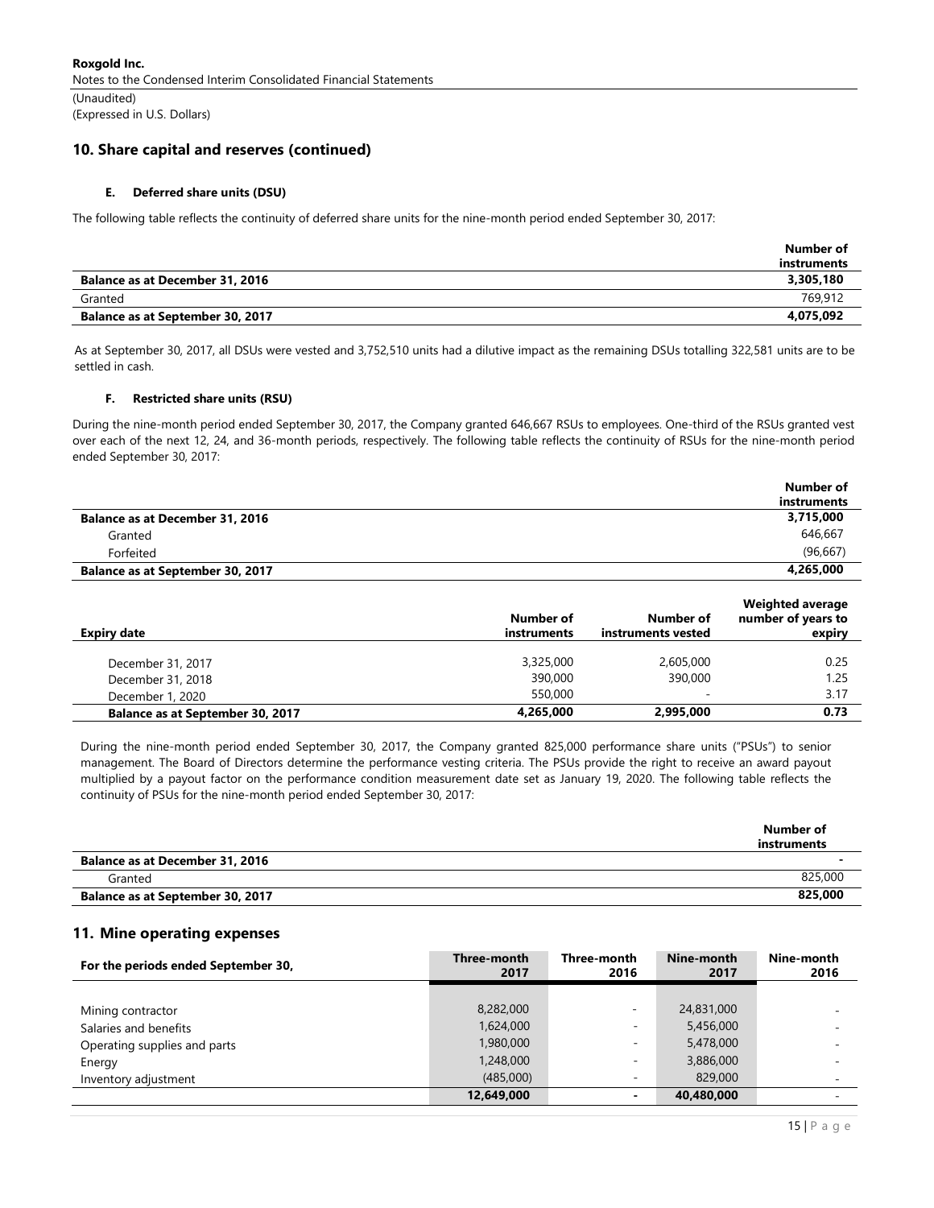## 10. Share capital and reserves (continued)

### E. Deferred share units (DSU)

The following table reflects the continuity of deferred share units for the nine-month period ended September 30, 2017:

| | Number of instruments |
|---|---|
| **Balance as at December 31, 2016** | **3,305,180** |
| Granted | 769,912 |
| **Balance as at September 30, 2017** | **4,075,092** |

As at September 30, 2017, all DSUs were vested and 3,752,510 units had a dilutive impact as the remaining DSUs totalling 322,581 units are to be settled in cash.

### F. Restricted share units (RSU)

During the nine-month period ended September 30, 2017, the Company granted 646,667 RSUs to employees. One-third of the RSUs granted vest over each of the next 12, 24, and 36-month periods, respectively. The following table reflects the continuity of RSUs for the nine-month period ended September 30, 2017:

| | Number of instruments |
|---|---|
| **Balance as at December 31, 2016** | **3,715,000** |
| Granted | 646,667 |
| Forfeited | (96,667) |
| **Balance as at September 30, 2017** | **4,265,000** |

| Expiry date | Number of instruments | Number of instruments vested | Weighted average number of years to expiry |
|---|---|---|---|
| December 31, 2017 | 3,325,000 | 2,605,000 | 0.25 |
| December 31, 2018 | 390,000 | 390,000 | 1.25 |
| December 1, 2020 | 550,000 | - | 3.17 |
| **Balance as at September 30, 2017** | **4,265,000** | **2,995,000** | **0.73** |

During the nine-month period ended September 30, 2017, the Company granted 825,000 performance share units ("PSUs") to senior management. The Board of Directors determine the performance vesting criteria. The PSUs provide the right to receive an award payout multiplied by a payout factor on the performance condition measurement date set as January 19, 2020. The following table reflects the continuity of PSUs for the nine-month period ended September 30, 2017:

| | Number of instruments |
|---|---|
| **Balance as at December 31, 2016** | **-** |
| Granted | 825,000 |
| **Balance as at September 30, 2017** | **825,000** |

## 11. Mine operating expenses

| For the periods ended September 30, | Three-month 2017 | Three-month 2016 | Nine-month 2017 | Nine-month 2016 |
|---|---|---|---|---|
| Mining contractor | 8,282,000 | - | 24,831,000 | - |
| Salaries and benefits | 1,624,000 | - | 5,456,000 | - |
| Operating supplies and parts | 1,980,000 | - | 5,478,000 | - |
| Energy | 1,248,000 | - | 3,886,000 | - |
| Inventory adjustment | (485,000) | - | 829,000 | - |
| | **12,649,000** | **-** | **40,480,000** | - |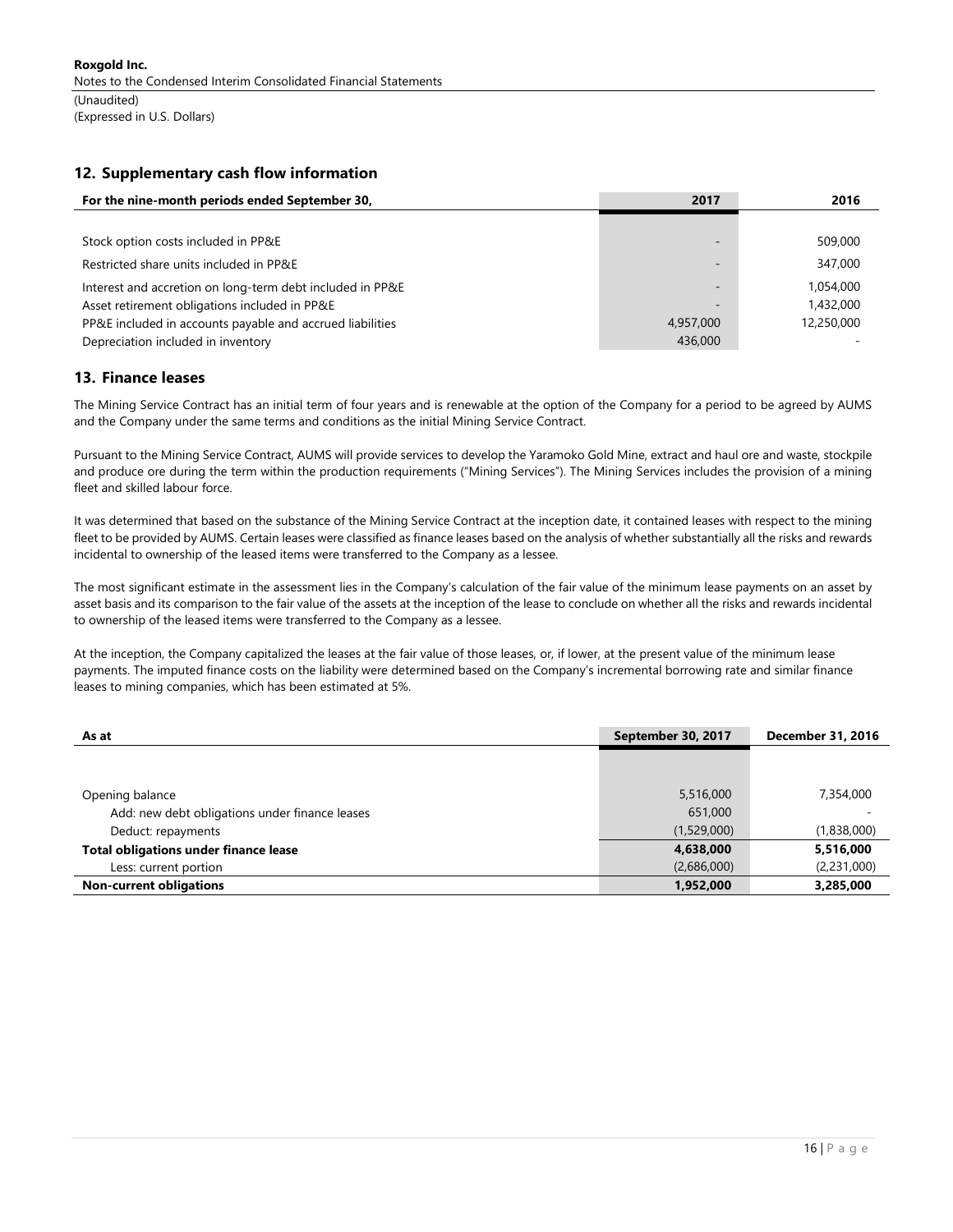## 12. Supplementary cash flow information

| For the nine-month periods ended September 30, | 2017 | 2016 |
|---|---|---|
| Stock option costs included in PP&E | - | 509,000 |
| Restricted share units included in PP&E | - | 347,000 |
| Interest and accretion on long-term debt included in PP&E | - | 1,054,000 |
| Asset retirement obligations included in PP&E | - | 1,432,000 |
| PP&E included in accounts payable and accrued liabilities | 4,957,000 | 12,250,000 |
| Depreciation included in inventory | 436,000 | - |

## 13. Finance leases

The Mining Service Contract has an initial term of four years and is renewable at the option of the Company for a period to be agreed by AUMS and the Company under the same terms and conditions as the initial Mining Service Contract.

Pursuant to the Mining Service Contract, AUMS will provide services to develop the Yaramoko Gold Mine, extract and haul ore and waste, stockpile and produce ore during the term within the production requirements ("Mining Services"). The Mining Services includes the provision of a mining fleet and skilled labour force.

It was determined that based on the substance of the Mining Service Contract at the inception date, it contained leases with respect to the mining fleet to be provided by AUMS. Certain leases were classified as finance leases based on the analysis of whether substantially all the risks and rewards incidental to ownership of the leased items were transferred to the Company as a lessee.

The most significant estimate in the assessment lies in the Company's calculation of the fair value of the minimum lease payments on an asset by asset basis and its comparison to the fair value of the assets at the inception of the lease to conclude on whether all the risks and rewards incidental to ownership of the leased items were transferred to the Company as a lessee.

At the inception, the Company capitalized the leases at the fair value of those leases, or, if lower, at the present value of the minimum lease payments. The imputed finance costs on the liability were determined based on the Company's incremental borrowing rate and similar finance leases to mining companies, which has been estimated at 5%.

| As at | September 30, 2017 | December 31, 2016 |
|---|---|---|
| Opening balance | 5,516,000 | 7,354,000 |
| Add: new debt obligations under finance leases | 651,000 | - |
| Deduct: repayments | (1,529,000) | (1,838,000) |
| **Total obligations under finance lease** | **4,638,000** | **5,516,000** |
| Less: current portion | (2,686,000) | (2,231,000) |
| **Non-current obligations** | **1,952,000** | **3,285,000** |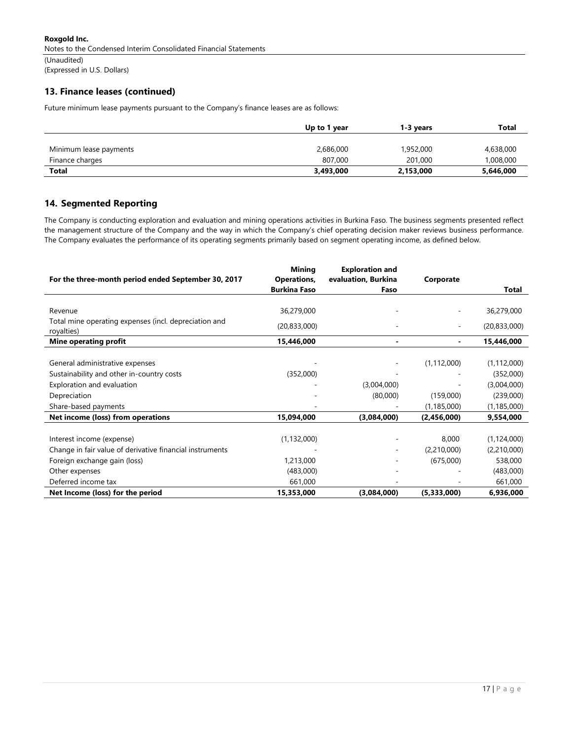## 13. Finance leases (continued)

Future minimum lease payments pursuant to the Company's finance leases are as follows:

| | Up to 1 year | 1-3 years | Total |
|---|---|---|---|
| Minimum lease payments | 2,686,000 | 1,952,000 | 4,638,000 |
| Finance charges | 807,000 | 201,000 | 1,008,000 |
| **Total** | **3,493,000** | **2,153,000** | **5,646,000** |

## 14. Segmented Reporting

The Company is conducting exploration and evaluation and mining operations activities in Burkina Faso. The business segments presented reflect the management structure of the Company and the way in which the Company's chief operating decision maker reviews business performance. The Company evaluates the performance of its operating segments primarily based on segment operating income, as defined below.

| For the three-month period ended September 30, 2017 | Mining Operations, Burkina Faso | Exploration and evaluation, Burkina Faso | Corporate | Total |
|---|---|---|---|---|
| Revenue | 36,279,000 | - | - | 36,279,000 |
| Total mine operating expenses (incl. depreciation and royalties) | (20,833,000) | - | - | (20,833,000) |
| **Mine operating profit** | **15,446,000** | **-** | **-** | **15,446,000** |
| General administrative expenses | - | - | (1,112,000) | (1,112,000) |
| Sustainability and other in-country costs | (352,000) | - | - | (352,000) |
| Exploration and evaluation | - | (3,004,000) | - | (3,004,000) |
| Depreciation | - | (80,000) | (159,000) | (239,000) |
| Share-based payments | - | - | (1,185,000) | (1,185,000) |
| **Net income (loss) from operations** | **15,094,000** | **(3,084,000)** | **(2,456,000)** | **9,554,000** |
| Interest income (expense) | (1,132,000) | - | 8,000 | (1,124,000) |
| Change in fair value of derivative financial instruments | - | - | (2,210,000) | (2,210,000) |
| Foreign exchange gain (loss) | 1,213,000 | - | (675,000) | 538,000 |
| Other expenses | (483,000) | - | - | (483,000) |
| Deferred income tax | 661,000 | - | - | 661,000 |
| **Net Income (loss) for the period** | **15,353,000** | **(3,084,000)** | **(5,333,000)** | **6,936,000** |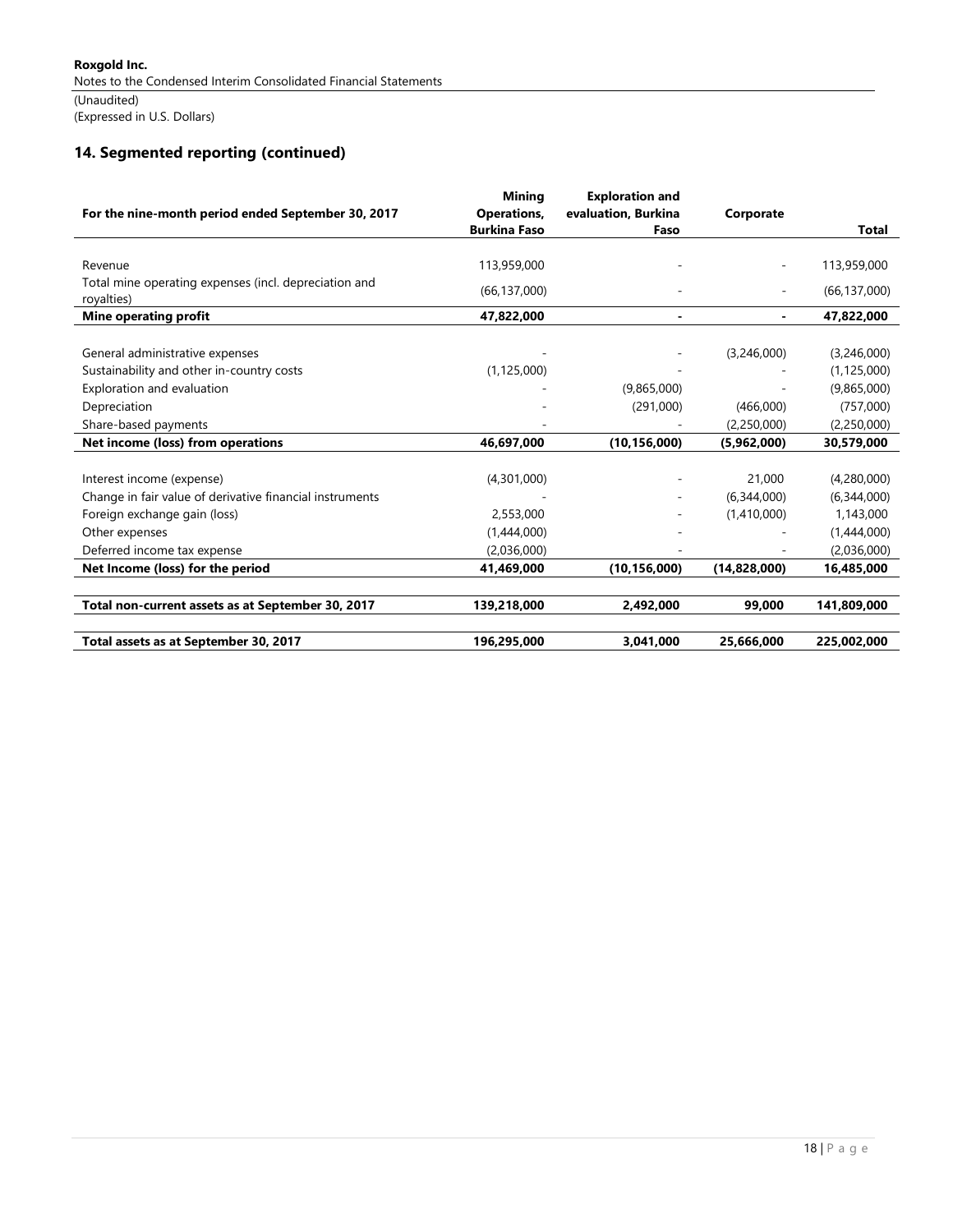## 14. Segmented reporting (continued)

| For the nine-month period ended September 30, 2017 | Mining Operations, Burkina Faso | Exploration and evaluation, Burkina Faso | Corporate | Total |
|---|---|---|---|---|
| Revenue | 113,959,000 | - | - | 113,959,000 |
| Total mine operating expenses (incl. depreciation and royalties) | (66,137,000) | - | - | (66,137,000) |
| **Mine operating profit** | **47,822,000** | **-** | **-** | **47,822,000** |
| General administrative expenses | - | - | (3,246,000) | (3,246,000) |
| Sustainability and other in-country costs | (1,125,000) | - | - | (1,125,000) |
| Exploration and evaluation | - | (9,865,000) | - | (9,865,000) |
| Depreciation | - | (291,000) | (466,000) | (757,000) |
| Share-based payments | - | - | (2,250,000) | (2,250,000) |
| **Net income (loss) from operations** | **46,697,000** | **(10,156,000)** | **(5,962,000)** | **30,579,000** |
| Interest income (expense) | (4,301,000) | - | 21,000 | (4,280,000) |
| Change in fair value of derivative financial instruments | - | - | (6,344,000) | (6,344,000) |
| Foreign exchange gain (loss) | 2,553,000 | - | (1,410,000) | 1,143,000 |
| Other expenses | (1,444,000) | - | - | (1,444,000) |
| Deferred income tax expense | (2,036,000) | - | - | (2,036,000) |
| **Net Income (loss) for the period** | **41,469,000** | **(10,156,000)** | **(14,828,000)** | **16,485,000** |
| **Total non-current assets as at September 30, 2017** | **139,218,000** | **2,492,000** | **99,000** | **141,809,000** |
| **Total assets as at September 30, 2017** | **196,295,000** | **3,041,000** | **25,666,000** | **225,002,000** |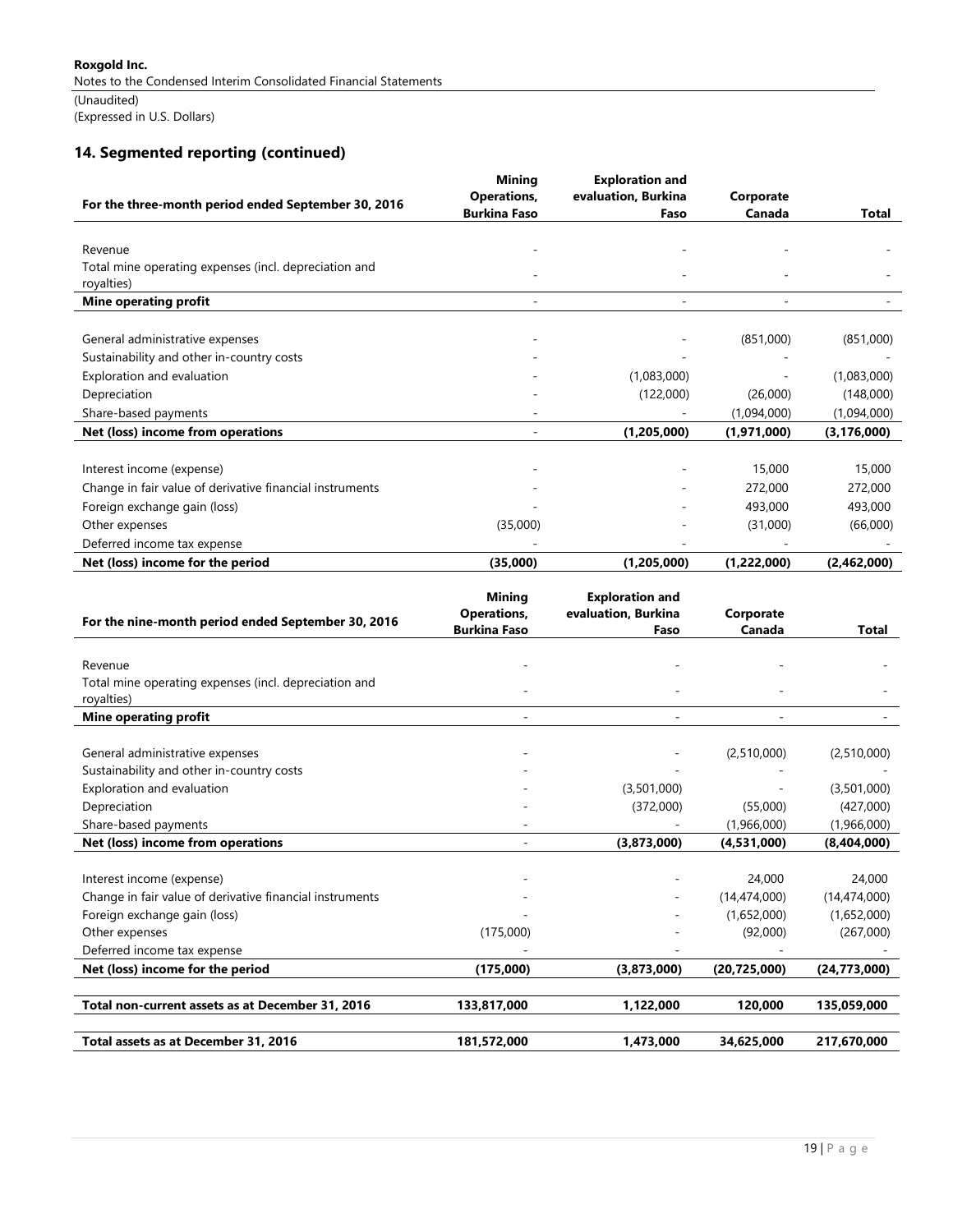## 14. Segmented reporting (continued)

| For the three-month period ended September 30, 2016 | Mining Operations, Burkina Faso | Exploration and evaluation, Burkina Faso | Corporate Canada | Total |
|---|---|---|---|---|
| Revenue | - | - | - | - |
| Total mine operating expenses (incl. depreciation and royalties) | - | - | - | - |
| **Mine operating profit** | - | - | - | - |
| General administrative expenses | - | - | (851,000) | (851,000) |
| Sustainability and other in-country costs | - | - | - | - |
| Exploration and evaluation | - | (1,083,000) | - | (1,083,000) |
| Depreciation | - | (122,000) | (26,000) | (148,000) |
| Share-based payments | - | - | (1,094,000) | (1,094,000) |
| **Net (loss) income from operations** | - | **(1,205,000)** | **(1,971,000)** | **(3,176,000)** |
| Interest income (expense) | - | - | 15,000 | 15,000 |
| Change in fair value of derivative financial instruments | - | - | 272,000 | 272,000 |
| Foreign exchange gain (loss) | - | - | 493,000 | 493,000 |
| Other expenses | (35,000) | - | (31,000) | (66,000) |
| Deferred income tax expense | - | - | - | - |
| **Net (loss) income for the period** | **(35,000)** | **(1,205,000)** | **(1,222,000)** | **(2,462,000)** |

| For the nine-month period ended September 30, 2016 | Mining Operations, Burkina Faso | Exploration and evaluation, Burkina Faso | Corporate Canada | Total |
|---|---|---|---|---|
| Revenue | - | - | - | - |
| Total mine operating expenses (incl. depreciation and royalties) | - | - | - | - |
| **Mine operating profit** | - | - | - | - |
| General administrative expenses | - | - | (2,510,000) | (2,510,000) |
| Sustainability and other in-country costs | - | - | - | - |
| Exploration and evaluation | - | (3,501,000) | - | (3,501,000) |
| Depreciation | - | (372,000) | (55,000) | (427,000) |
| Share-based payments | - | - | (1,966,000) | (1,966,000) |
| **Net (loss) income from operations** | - | **(3,873,000)** | **(4,531,000)** | **(8,404,000)** |
| Interest income (expense) | - | - | 24,000 | 24,000 |
| Change in fair value of derivative financial instruments | - | - | (14,474,000) | (14,474,000) |
| Foreign exchange gain (loss) | - | - | (1,652,000) | (1,652,000) |
| Other expenses | (175,000) | - | (92,000) | (267,000) |
| Deferred income tax expense | - | - | - | - |
| **Net (loss) income for the period** | **(175,000)** | **(3,873,000)** | **(20,725,000)** | **(24,773,000)** |
| **Total non-current assets as at December 31, 2016** | **133,817,000** | **1,122,000** | **120,000** | **135,059,000** |
| **Total assets as at December 31, 2016** | **181,572,000** | **1,473,000** | **34,625,000** | **217,670,000** |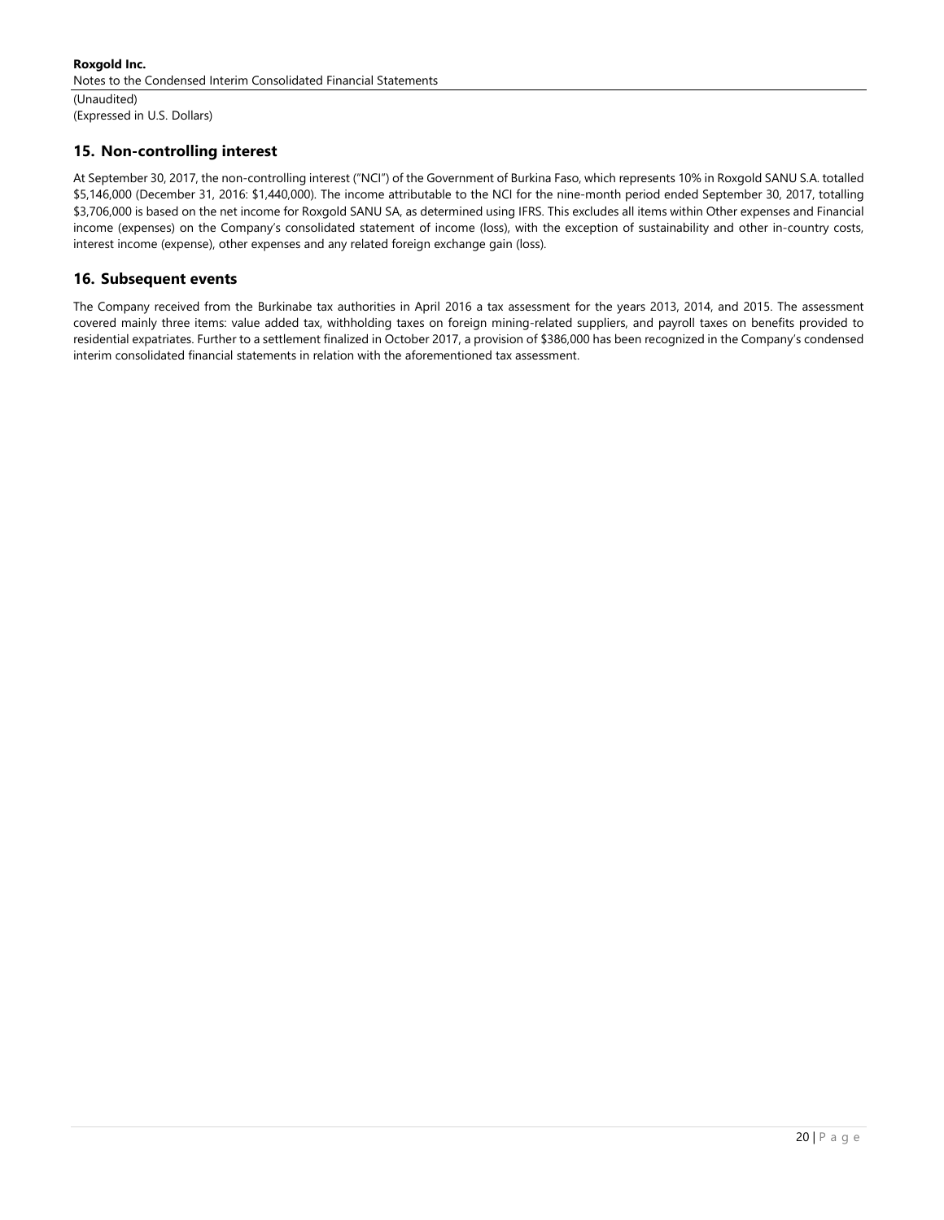## 15. Non-controlling interest

At September 30, 2017, the non-controlling interest ("NCI") of the Government of Burkina Faso, which represents 10% in Roxgold SANU S.A. totalled $5,146,000 (December 31, 2016: $1,440,000). The income attributable to the NCI for the nine-month period ended September 30, 2017, totalling $3,706,000 is based on the net income for Roxgold SANU SA, as determined using IFRS. This excludes all items within Other expenses and Financial income (expenses) on the Company's consolidated statement of income (loss), with the exception of sustainability and other in-country costs, interest income (expense), other expenses and any related foreign exchange gain (loss).

## 16. Subsequent events

The Company received from the Burkinabe tax authorities in April 2016 a tax assessment for the years 2013, 2014, and 2015. The assessment covered mainly three items: value added tax, withholding taxes on foreign mining-related suppliers, and payroll taxes on benefits provided to residential expatriates. Further to a settlement finalized in October 2017, a provision of $386,000 has been recognized in the Company's condensed interim consolidated financial statements in relation with the aforementioned tax assessment.